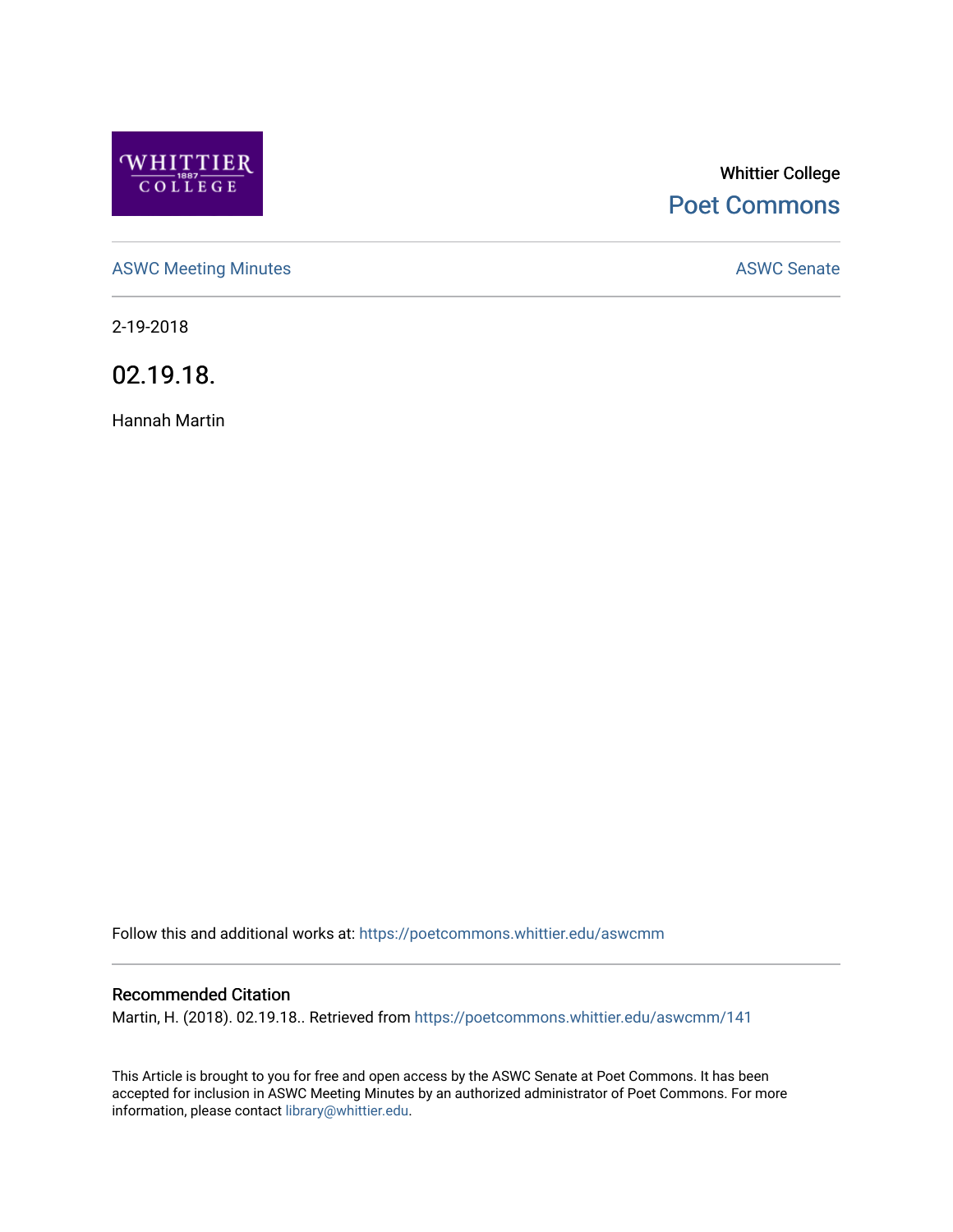Whittier College

Poet Commons

ASWC Meeting Minutes

ASWC Senate

2-19-2018

# 02.19.18.

Hannah Martin

Follow this and additional works at: https://poetcommons.whittier.edu/aswcmm

### Recommended Citation

Martin, H. (2018). 02.19.18.. Retrieved from https://poetcommons.whittier.edu/aswcmm/141

This Article is brought to you for free and open access by the ASWC Senate at Poet Commons. It has been accepted for inclusion in ASWC Meeting Minutes by an authorized administrator of Poet Commons. For more information, please contact library@whittier.edu.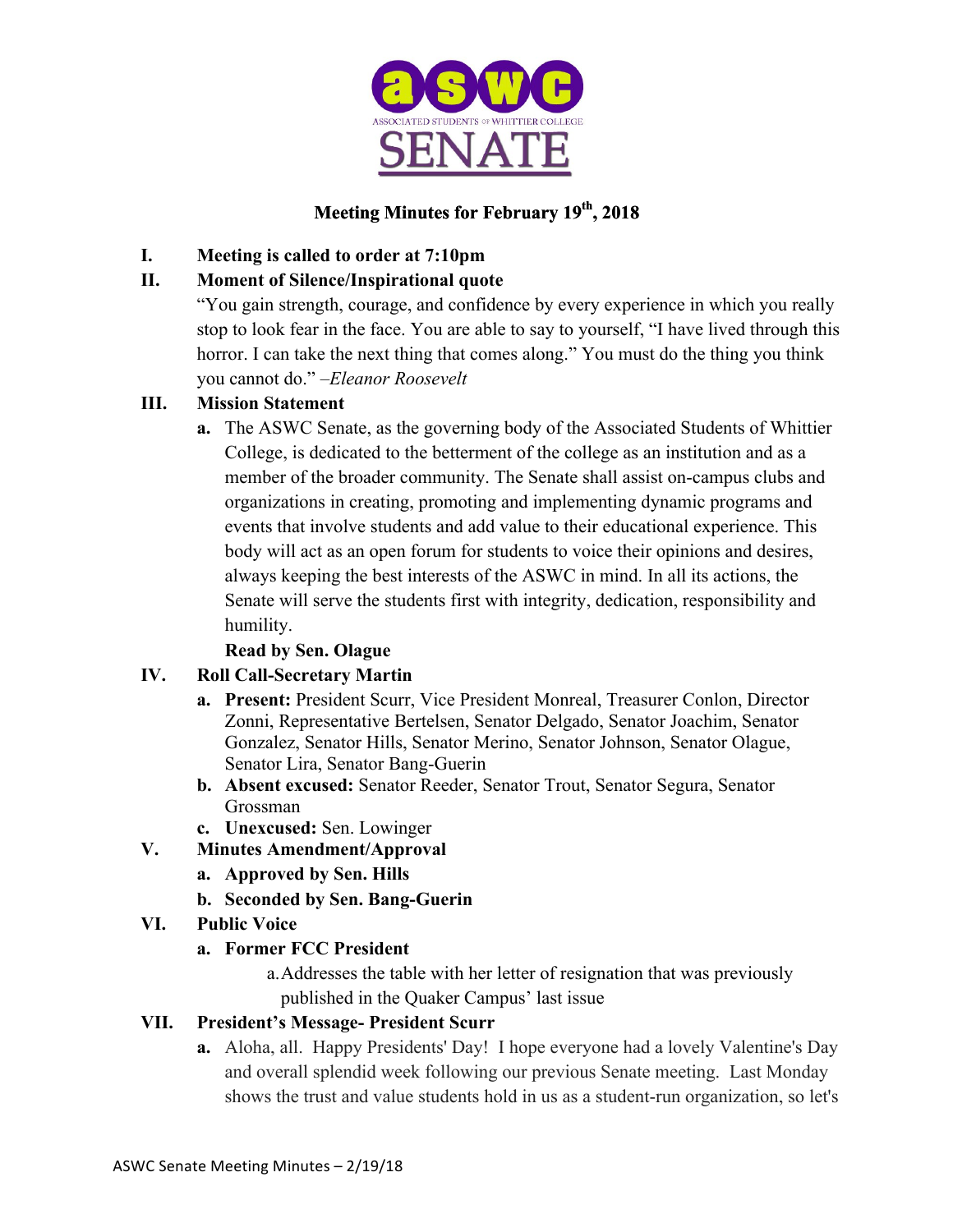# Meeting Minutes for February 19th, 2018

I. **Meeting is called to order at 7:10pm**

II. **Moment of Silence/Inspirational quote**

"You gain strength, courage, and confidence by every experience in which you really stop to look fear in the face. You are able to say to yourself, "I have lived through this horror. I can take the next thing that comes along." You must do the thing you think you cannot do." –*Eleanor Roosevelt*

III. **Mission Statement**

a. The ASWC Senate, as the governing body of the Associated Students of Whittier College, is dedicated to the betterment of the college as an institution and as a member of the broader community. The Senate shall assist on-campus clubs and organizations in creating, promoting and implementing dynamic programs and events that involve students and add value to their educational experience. This body will act as an open forum for students to voice their opinions and desires, always keeping the best interests of the ASWC in mind. In all its actions, the Senate will serve the students first with integrity, dedication, responsibility and humility.

**Read by Sen. Olague**

IV. **Roll Call-Secretary Martin**

a. **Present:** President Scurr, Vice President Monreal, Treasurer Conlon, Director Zonni, Representative Bertelsen, Senator Delgado, Senator Joachim, Senator Gonzalez, Senator Hills, Senator Merino, Senator Johnson, Senator Olague, Senator Lira, Senator Bang-Guerin

b. **Absent excused:** Senator Reeder, Senator Trout, Senator Segura, Senator Grossman

c. **Unexcused:** Sen. Lowinger

V. **Minutes Amendment/Approval**

a. **Approved by Sen. Hills**

b. **Seconded by Sen. Bang-Guerin**

VI. **Public Voice**

a. **Former FCC President**

a. Addresses the table with her letter of resignation that was previously published in the Quaker Campus' last issue

VII. **President's Message- President Scurr**

a. Aloha, all. Happy Presidents' Day! I hope everyone had a lovely Valentine's Day and overall splendid week following our previous Senate meeting. Last Monday shows the trust and value students hold in us as a student-run organization, so let's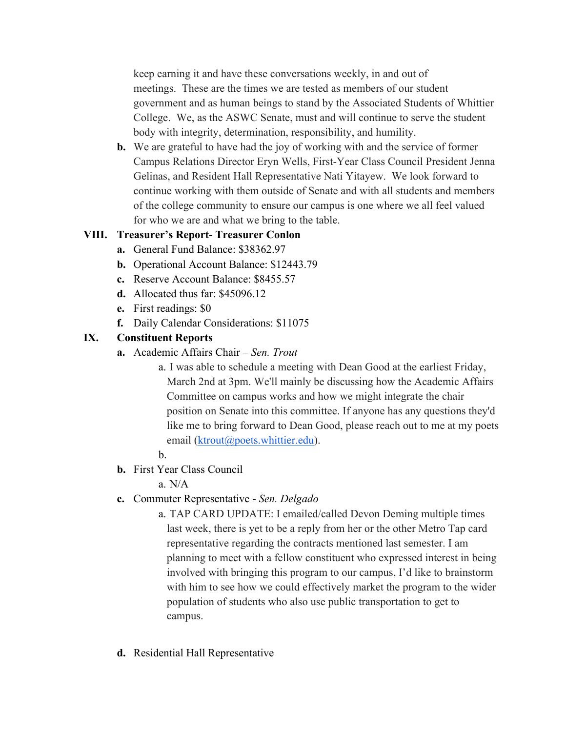keep earning it and have these conversations weekly, in and out of meetings. These are the times we are tested as members of our student government and as human beings to stand by the Associated Students of Whittier College. We, as the ASWC Senate, must and will continue to serve the student body with integrity, determination, responsibility, and humility.

- **b.** We are grateful to have had the joy of working with and the service of former Campus Relations Director Eryn Wells, First-Year Class Council President Jenna Gelinas, and Resident Hall Representative Nati Yitayew. We look forward to continue working with them outside of Senate and with all students and members of the college community to ensure our campus is one where we all feel valued for who we are and what we bring to the table.

**VIII. Treasurer's Report- Treasurer Conlon**

- **a.** General Fund Balance: $38362.97
- **b.** Operational Account Balance: $12443.79
- **c.** Reserve Account Balance: $8455.57
- **d.** Allocated thus far: $45096.12
- **e.** First readings: $0
- **f.** Daily Calendar Considerations: $11075

**IX. Constituent Reports**

- **a.** Academic Affairs Chair – *Sen. Trout*
  - a. I was able to schedule a meeting with Dean Good at the earliest Friday, March 2nd at 3pm. We'll mainly be discussing how the Academic Affairs Committee on campus works and how we might integrate the chair position on Senate into this committee. If anyone has any questions they'd like me to bring forward to Dean Good, please reach out to me at my poets email (ktrout@poets.whittier.edu).
  - b.
- **b.** First Year Class Council
  - a. N/A
- **c.** Commuter Representative - *Sen. Delgado*
  - a. TAP CARD UPDATE: I emailed/called Devon Deming multiple times last week, there is yet to be a reply from her or the other Metro Tap card representative regarding the contracts mentioned last semester. I am planning to meet with a fellow constituent who expressed interest in being involved with bringing this program to our campus, I'd like to brainstorm with him to see how we could effectively market the program to the wider population of students who also use public transportation to get to campus.
- **d.** Residential Hall Representative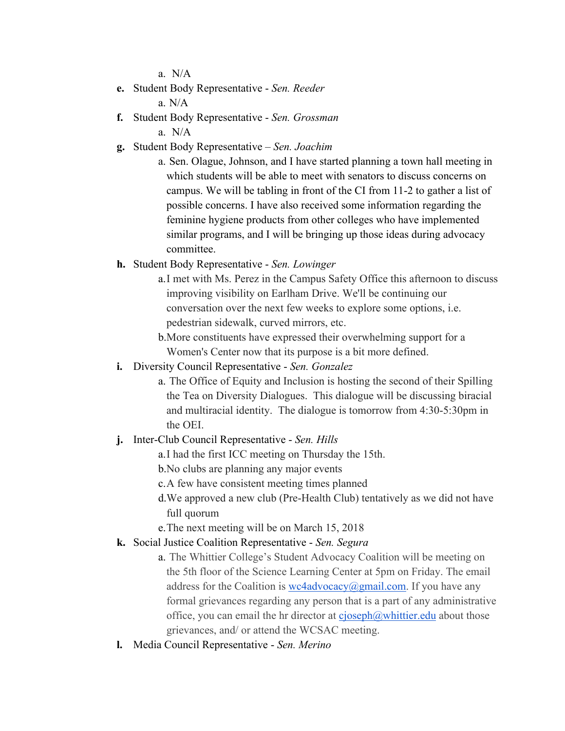a. N/A

e. **Student Body Representative** - *Sen. Reeder*
   a. N/A

f. **Student Body Representative** - *Sen. Grossman*
   a. N/A

g. **Student Body Representative** – *Sen. Joachim*
   a. Sen. Olague, Johnson, and I have started planning a town hall meeting in which students will be able to meet with senators to discuss concerns on campus. We will be tabling in front of the CI from 11-2 to gather a list of possible concerns. I have also received some information regarding the feminine hygiene products from other colleges who have implemented similar programs, and I will be bringing up those ideas during advocacy committee.

h. **Student Body Representative** - *Sen. Lowinger*
   a. I met with Ms. Perez in the Campus Safety Office this afternoon to discuss improving visibility on Earlham Drive. We'll be continuing our conversation over the next few weeks to explore some options, i.e. pedestrian sidewalk, curved mirrors, etc.
   b. More constituents have expressed their overwhelming support for a Women's Center now that its purpose is a bit more defined.

i. **Diversity Council Representative** - *Sen. Gonzalez*
   a. The Office of Equity and Inclusion is hosting the second of their Spilling the Tea on Diversity Dialogues. This dialogue will be discussing biracial and multiracial identity. The dialogue is tomorrow from 4:30-5:30pm in the OEI.

j. **Inter-Club Council Representative** - *Sen. Hills*
   a. I had the first ICC meeting on Thursday the 15th.
   b. No clubs are planning any major events
   c. A few have consistent meeting times planned
   d. We approved a new club (Pre-Health Club) tentatively as we did not have full quorum
   e. The next meeting will be on March 15, 2018

k. **Social Justice Coalition Representative** - *Sen. Segura*
   a. The Whittier College's Student Advocacy Coalition will be meeting on the 5th floor of the Science Learning Center at 5pm on Friday. The email address for the Coalition is wc4advocacy@gmail.com. If you have any formal grievances regarding any person that is a part of any administrative office, you can email the hr director at cjoseph@whittier.edu about those grievances, and/ or attend the WCSAC meeting.

l. **Media Council Representative** - *Sen. Merino*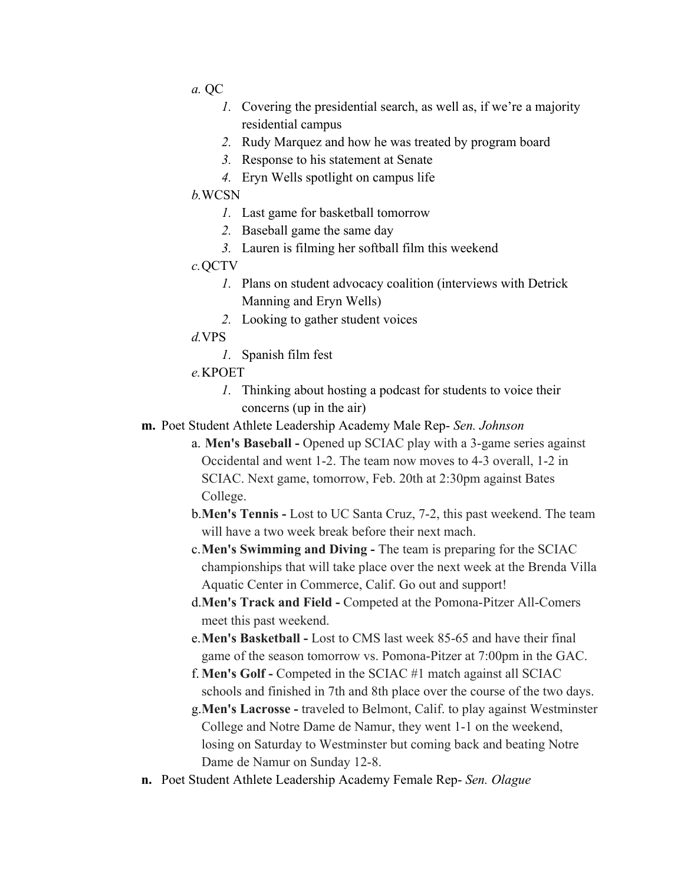- *a.* QC
    1. Covering the presidential search, as well as, if we're a majority residential campus
    2. Rudy Marquez and how he was treated by program board
    3. Response to his statement at Senate
    4. Eryn Wells spotlight on campus life
- *b.* WCSN
    1. Last game for basketball tomorrow
    2. Baseball game the same day
    3. Lauren is filming her softball film this weekend
- *c.* QCTV
    1. Plans on student advocacy coalition (interviews with Detrick Manning and Eryn Wells)
    2. Looking to gather student voices
- *d.* VPS
    1. Spanish film fest
- *e.* KPOET
    1. Thinking about hosting a podcast for students to voice their concerns (up in the air)

**m.** Poet Student Athlete Leadership Academy Male Rep- *Sen. Johnson*

- a. **Men's Baseball -** Opened up SCIAC play with a 3-game series against Occidental and went 1-2. The team now moves to 4-3 overall, 1-2 in SCIAC. Next game, tomorrow, Feb. 20th at 2:30pm against Bates College.
- b. **Men's Tennis -** Lost to UC Santa Cruz, 7-2, this past weekend. The team will have a two week break before their next mach.
- c. **Men's Swimming and Diving -** The team is preparing for the SCIAC championships that will take place over the next week at the Brenda Villa Aquatic Center in Commerce, Calif. Go out and support!
- d. **Men's Track and Field -** Competed at the Pomona-Pitzer All-Comers meet this past weekend.
- e. **Men's Basketball -** Lost to CMS last week 85-65 and have their final game of the season tomorrow vs. Pomona-Pitzer at 7:00pm in the GAC.
- f. **Men's Golf -** Competed in the SCIAC #1 match against all SCIAC schools and finished in 7th and 8th place over the course of the two days.
- g. **Men's Lacrosse -** traveled to Belmont, Calif. to play against Westminster College and Notre Dame de Namur, they went 1-1 on the weekend, losing on Saturday to Westminster but coming back and beating Notre Dame de Namur on Sunday 12-8.

**n.** Poet Student Athlete Leadership Academy Female Rep- *Sen. Olague*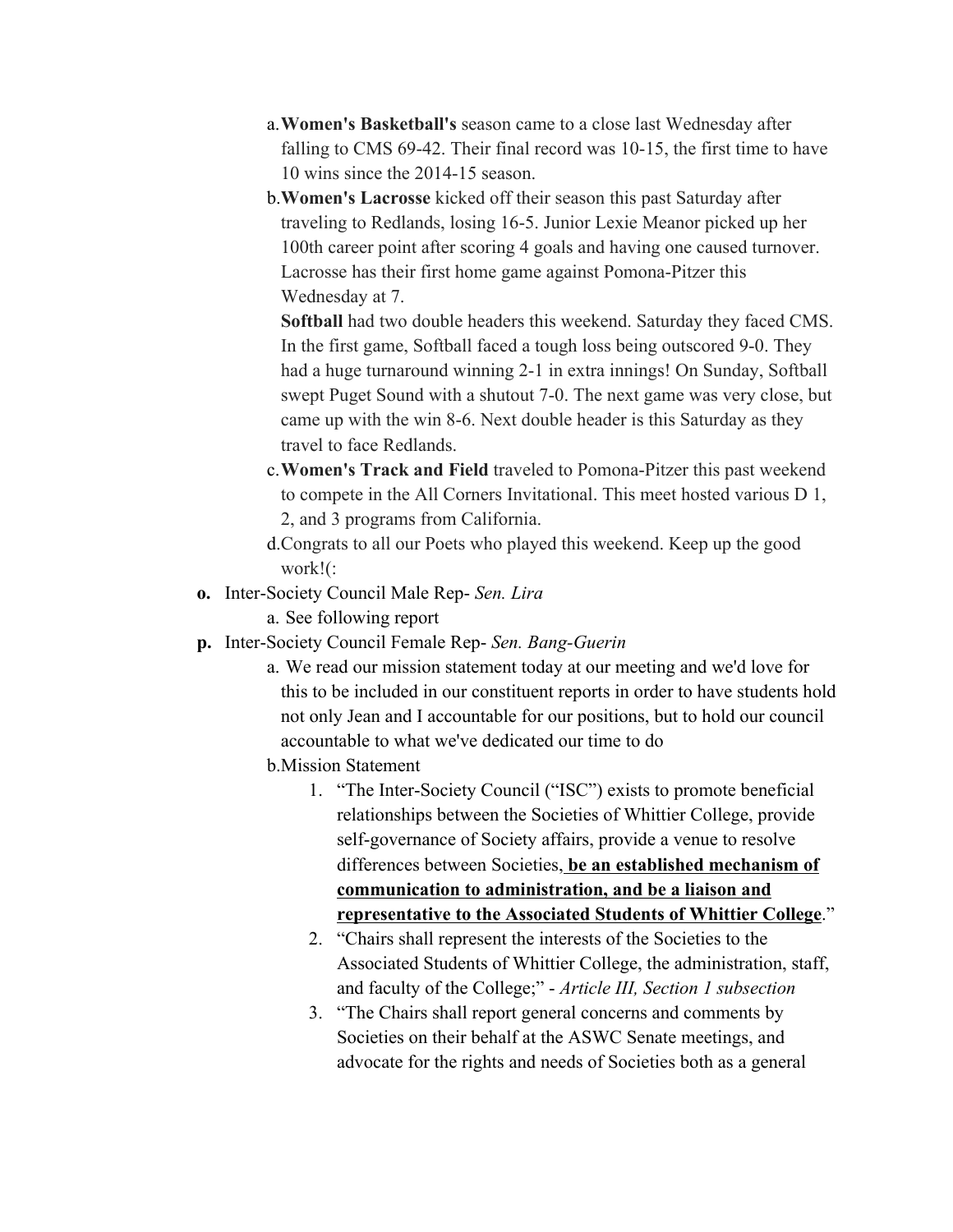a. **Women's Basketball's** season came to a close last Wednesday after falling to CMS 69-42. Their final record was 10-15, the first time to have 10 wins since the 2014-15 season.

b. **Women's Lacrosse** kicked off their season this past Saturday after traveling to Redlands, losing 16-5. Junior Lexie Meanor picked up her 100th career point after scoring 4 goals and having one caused turnover. Lacrosse has their first home game against Pomona-Pitzer this Wednesday at 7.

   **Softball** had two double headers this weekend. Saturday they faced CMS. In the first game, Softball faced a tough loss being outscored 9-0. They had a huge turnaround winning 2-1 in extra innings! On Sunday, Softball swept Puget Sound with a shutout 7-0. The next game was very close, but came up with the win 8-6. Next double header is this Saturday as they travel to face Redlands.

c. **Women's Track and Field** traveled to Pomona-Pitzer this past weekend to compete in the All Corners Invitational. This meet hosted various D 1, 2, and 3 programs from California.

d. Congrats to all our Poets who played this weekend. Keep up the good work!(:

**o.** Inter-Society Council Male Rep- *Sen. Lira*

   a. See following report

**p.** Inter-Society Council Female Rep- *Sen. Bang-Guerin*

   a. We read our mission statement today at our meeting and we'd love for this to be included in our constituent reports in order to have students hold not only Jean and I accountable for our positions, but to hold our council accountable to what we've dedicated our time to do

   b. Mission Statement

      1. "The Inter-Society Council ("ISC") exists to promote beneficial relationships between the Societies of Whittier College, provide self-governance of Society affairs, provide a venue to resolve differences between Societies, **be an established mechanism of communication to administration, and be a liaison and representative to the Associated Students of Whittier College**."
      2. "Chairs shall represent the interests of the Societies to the Associated Students of Whittier College, the administration, staff, and faculty of the College;" - *Article III, Section 1 subsection*
      3. "The Chairs shall report general concerns and comments by Societies on their behalf at the ASWC Senate meetings, and advocate for the rights and needs of Societies both as a general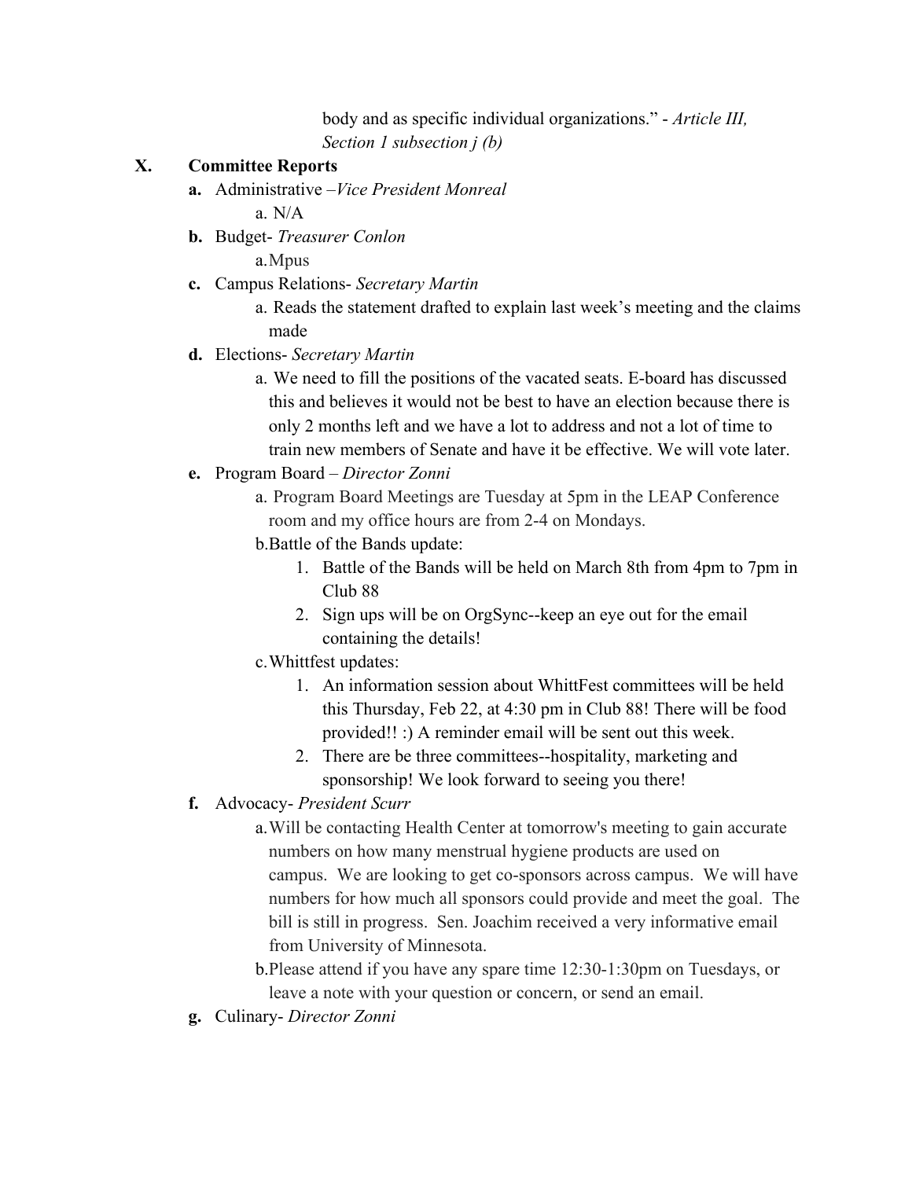body and as specific individual organizations." - *Article III, Section 1 subsection j (b)*

**X. Committee Reports**

- **a.** Administrative –*Vice President Monreal*
    - a. N/A
- **b.** Budget- *Treasurer Conlon*
    - a. Mpus
- **c.** Campus Relations- *Secretary Martin*
    - a. Reads the statement drafted to explain last week's meeting and the claims made
- **d.** Elections- *Secretary Martin*
    - a. We need to fill the positions of the vacated seats. E-board has discussed this and believes it would not be best to have an election because there is only 2 months left and we have a lot to address and not a lot of time to train new members of Senate and have it be effective. We will vote later.
- **e.** Program Board – *Director Zonni*
    - a. Program Board Meetings are Tuesday at 5pm in the LEAP Conference room and my office hours are from 2-4 on Mondays.
    - b. Battle of the Bands update:
        1. Battle of the Bands will be held on March 8th from 4pm to 7pm in Club 88
        2. Sign ups will be on OrgSync--keep an eye out for the email containing the details!
    - c. Whittfest updates:
        1. An information session about WhittFest committees will be held this Thursday, Feb 22, at 4:30 pm in Club 88! There will be food provided!! :) A reminder email will be sent out this week.
        2. There are be three committees--hospitality, marketing and sponsorship! We look forward to seeing you there!
- **f.** Advocacy- *President Scurr*
    - a. Will be contacting Health Center at tomorrow's meeting to gain accurate numbers on how many menstrual hygiene products are used on campus. We are looking to get co-sponsors across campus. We will have numbers for how much all sponsors could provide and meet the goal. The bill is still in progress. Sen. Joachim received a very informative email from University of Minnesota.
    - b. Please attend if you have any spare time 12:30-1:30pm on Tuesdays, or leave a note with your question or concern, or send an email.
- **g.** Culinary- *Director Zonni*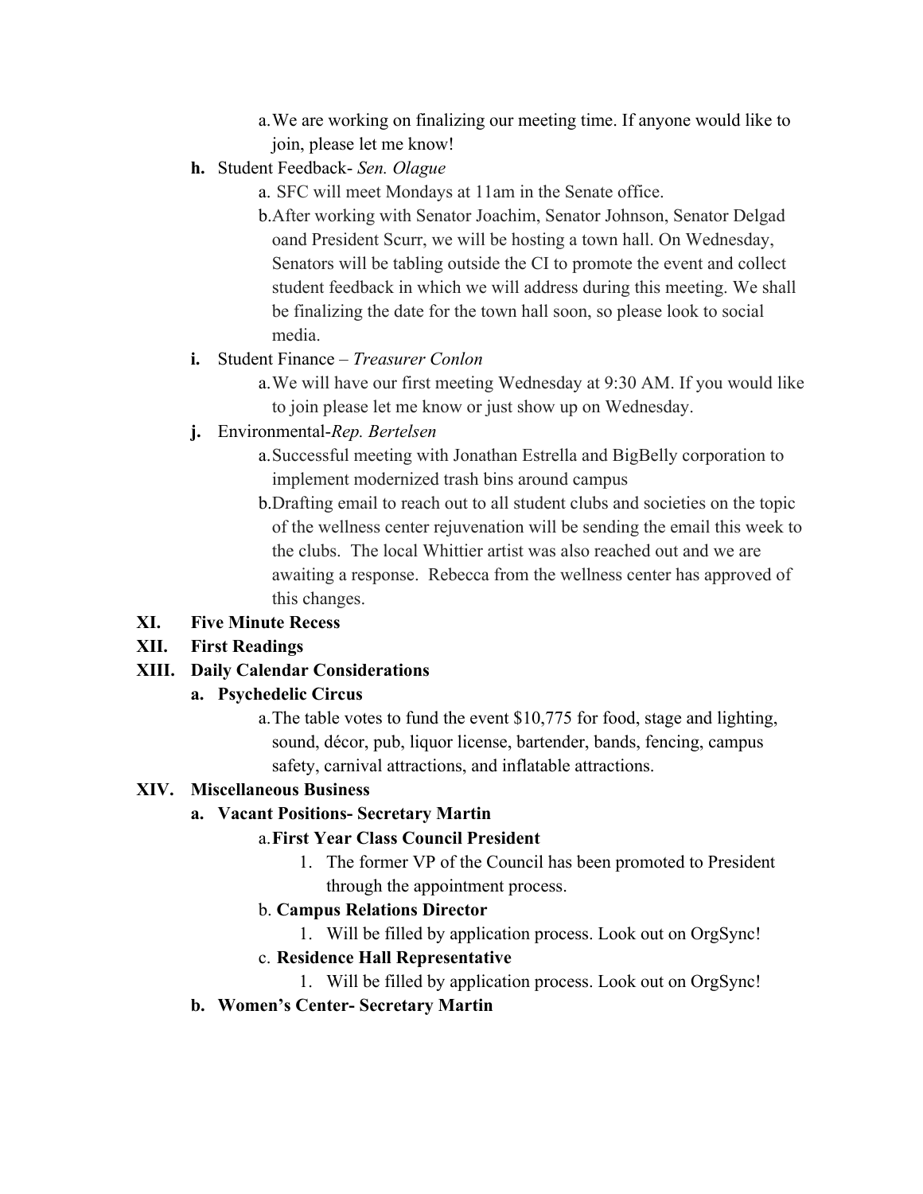a. We are working on finalizing our meeting time. If anyone would like to join, please let me know!

h. **Student Feedback**- *Sen. Olague*

a. SFC will meet Mondays at 11am in the Senate office.

b. After working with Senator Joachim, Senator Johnson, Senator Delgad oand President Scurr, we will be hosting a town hall. On Wednesday, Senators will be tabling outside the CI to promote the event and collect student feedback in which we will address during this meeting. We shall be finalizing the date for the town hall soon, so please look to social media.

i. **Student Finance** – *Treasurer Conlon*

a. We will have our first meeting Wednesday at 9:30 AM. If you would like to join please let me know or just show up on Wednesday.

j. **Environmental**-*Rep. Bertelsen*

a. Successful meeting with Jonathan Estrella and BigBelly corporation to implement modernized trash bins around campus

b. Drafting email to reach out to all student clubs and societies on the topic of the wellness center rejuvenation will be sending the email this week to the clubs. The local Whittier artist was also reached out and we are awaiting a response. Rebecca from the wellness center has approved of this changes.

**XI. Five Minute Recess**

**XII. First Readings**

**XIII. Daily Calendar Considerations**

**a. Psychedelic Circus**

a. The table votes to fund the event $10,775 for food, stage and lighting, sound, décor, pub, liquor license, bartender, bands, fencing, campus safety, carnival attractions, and inflatable attractions.

**XIV. Miscellaneous Business**

**a. Vacant Positions- Secretary Martin**

a. **First Year Class Council President**

1. The former VP of the Council has been promoted to President through the appointment process.

b. **Campus Relations Director**

1. Will be filled by application process. Look out on OrgSync!

c. **Residence Hall Representative**

1. Will be filled by application process. Look out on OrgSync!

**b. Women's Center- Secretary Martin**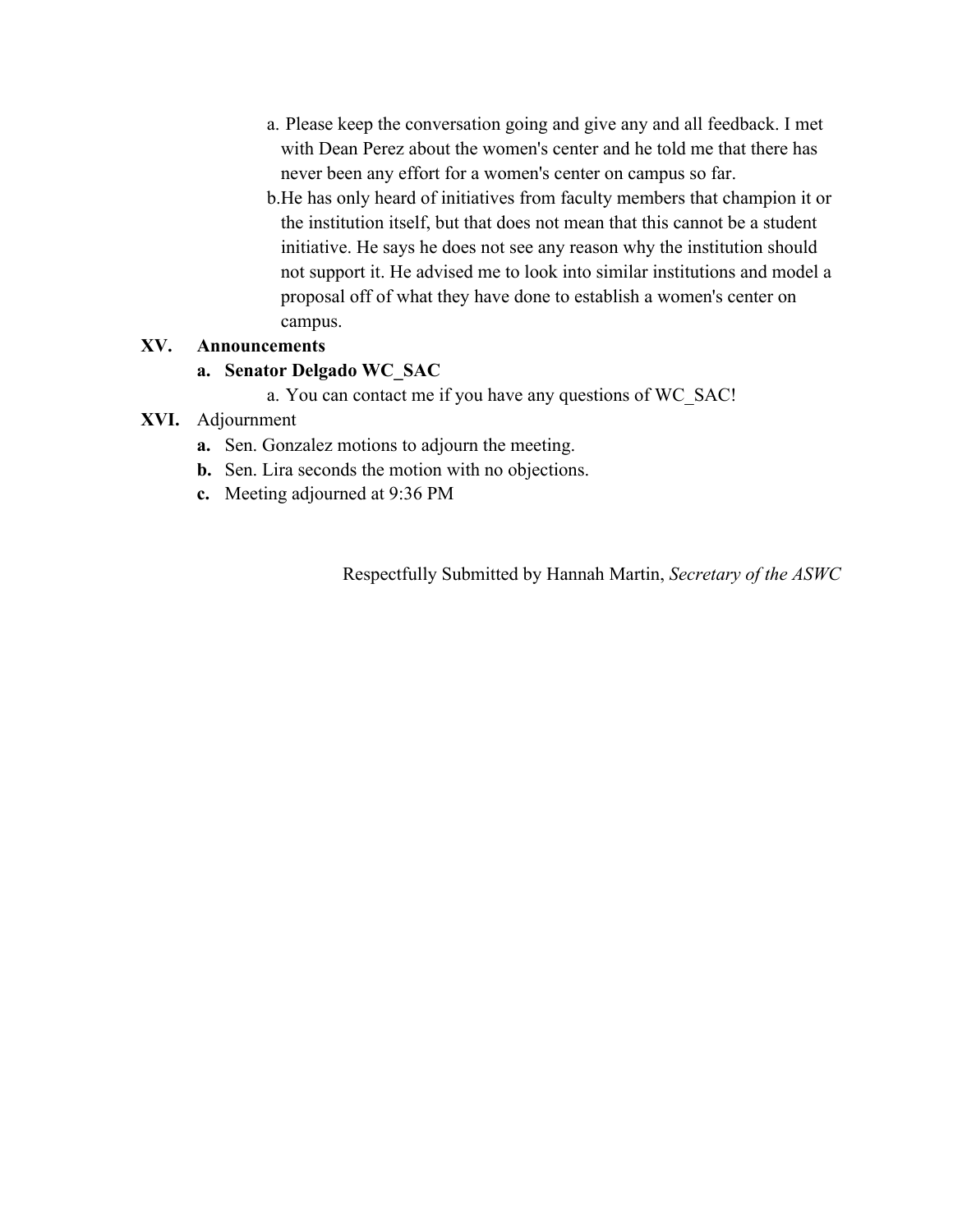a. Please keep the conversation going and give any and all feedback. I met with Dean Perez about the women's center and he told me that there has never been any effort for a women's center on campus so far.
   b. He has only heard of initiatives from faculty members that champion it or the institution itself, but that does not mean that this cannot be a student initiative. He says he does not see any reason why the institution should not support it. He advised me to look into similar institutions and model a proposal off of what they have done to establish a women's center on campus.

**XV. Announcements**

- **a. Senator Delgado WC_SAC**
   - a. You can contact me if you have any questions of WC_SAC!

**XVI.** Adjournment

- **a.** Sen. Gonzalez motions to adjourn the meeting.
- **b.** Sen. Lira seconds the motion with no objections.
- **c.** Meeting adjourned at 9:36 PM

Respectfully Submitted by Hannah Martin, *Secretary of the ASWC*